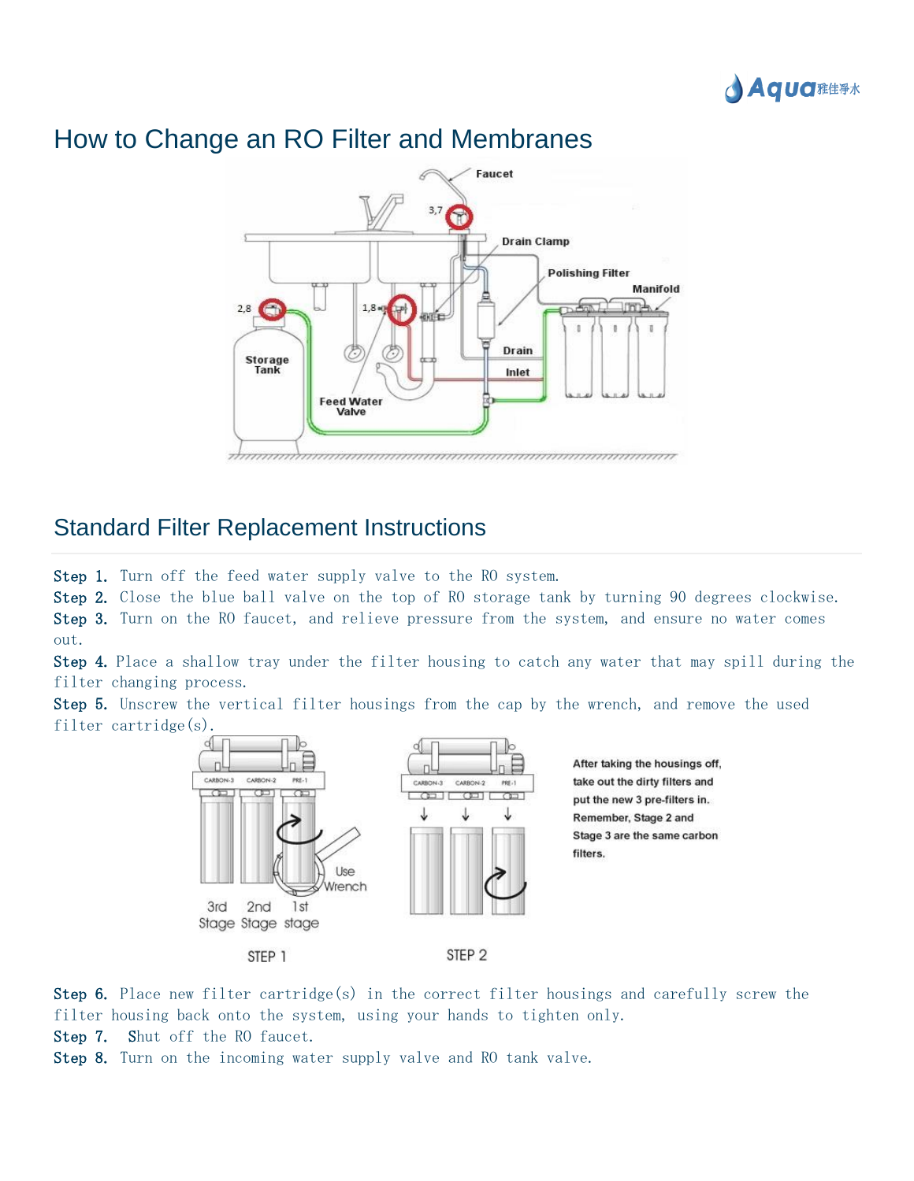# How to Change an RO Filter and Membranes

## Standard Filter Replacement Instructions

**Step 1.** Turn off the feed water supply valve to the RO system.
**Step 2.** Close the blue ball valve on the top of RO storage tank by turning 90 degrees clockwise.
**Step 3.** Turn on the RO faucet, and relieve pressure from the system, and ensure no water comes out.
**Step 4.** Place a shallow tray under the filter housing to catch any water that may spill during the filter changing process.
**Step 5.** Unscrew the vertical filter housings from the cap by the wrench, and remove the used filter cartridge(s).

After taking the housings off, take out the dirty filters and put the new 3 pre-filters in. Remember, Stage 2 and Stage 3 are the same carbon filters.

**Step 6.** Place new filter cartridge(s) in the correct filter housings and carefully screw the filter housing back onto the system, using your hands to tighten only.
**Step 7.** Shut off the RO faucet.
**Step 8.** Turn on the incoming water supply valve and RO tank valve.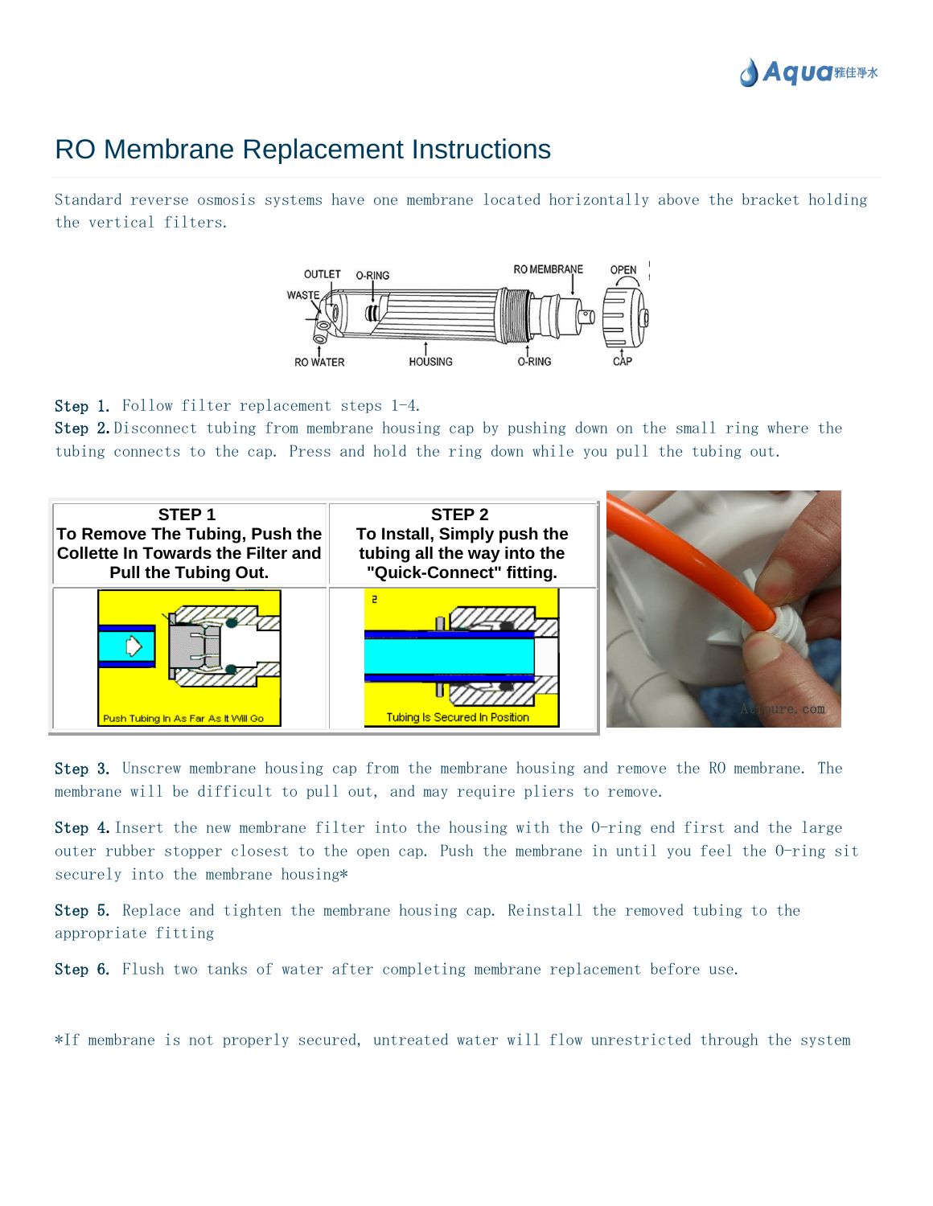# RO Membrane Replacement Instructions

Standard reverse osmosis systems have one membrane located horizontally above the bracket holding the vertical filters.

**Step 1.** Follow filter replacement steps 1-4.

**Step 2.** Disconnect tubing from membrane housing cap by pushing down on the small ring where the tubing connects to the cap. Press and hold the ring down while you pull the tubing out.

| STEP 1<br>To Remove The Tubing, Push the Collette In Towards the Filter and Pull the Tubing Out. | STEP 2<br>To Install, Simply push the tubing all the way into the "Quick-Connect" fitting. |
| --- | --- |
| Push Tubing In As Far As It Will Go | Tubing Is Secured In Position |

**Step 3.** Unscrew membrane housing cap from the membrane housing and remove the RO membrane. The membrane will be difficult to pull out, and may require pliers to remove.

**Step 4.** Insert the new membrane filter into the housing with the O-ring end first and the large outer rubber stopper closest to the open cap. Push the membrane in until you feel the O-ring sit securely into the membrane housing*

**Step 5.** Replace and tighten the membrane housing cap. Reinstall the removed tubing to the appropriate fitting

**Step 6.** Flush two tanks of water after completing membrane replacement before use.

*If membrane is not properly secured, untreated water will flow unrestricted through the system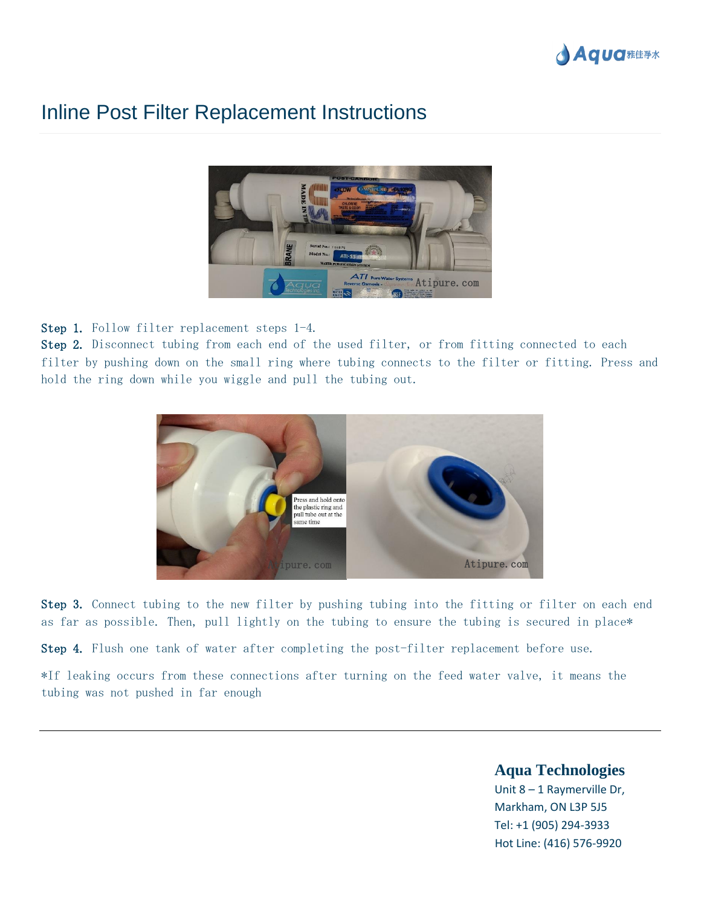# Inline Post Filter Replacement Instructions

**Step 1.** Follow filter replacement steps 1-4.

**Step 2.** Disconnect tubing from each end of the used filter, or from fitting connected to each filter by pushing down on the small ring where tubing connects to the filter or fitting. Press and hold the ring down while you wiggle and pull the tubing out.

**Step 3.** Connect tubing to the new filter by pushing tubing into the fitting or filter on each end as far as possible. Then, pull lightly on the tubing to ensure the tubing is secured in place*

**Step 4.** Flush one tank of water after completing the post-filter replacement before use.

*If leaking occurs from these connections after turning on the feed water valve, it means the tubing was not pushed in far enough

---

**Aqua Technologies**
Unit 8 – 1 Raymerville Dr,
Markham, ON L3P 5J5
Tel: +1 (905) 294-3933
Hot Line: (416) 576-9920